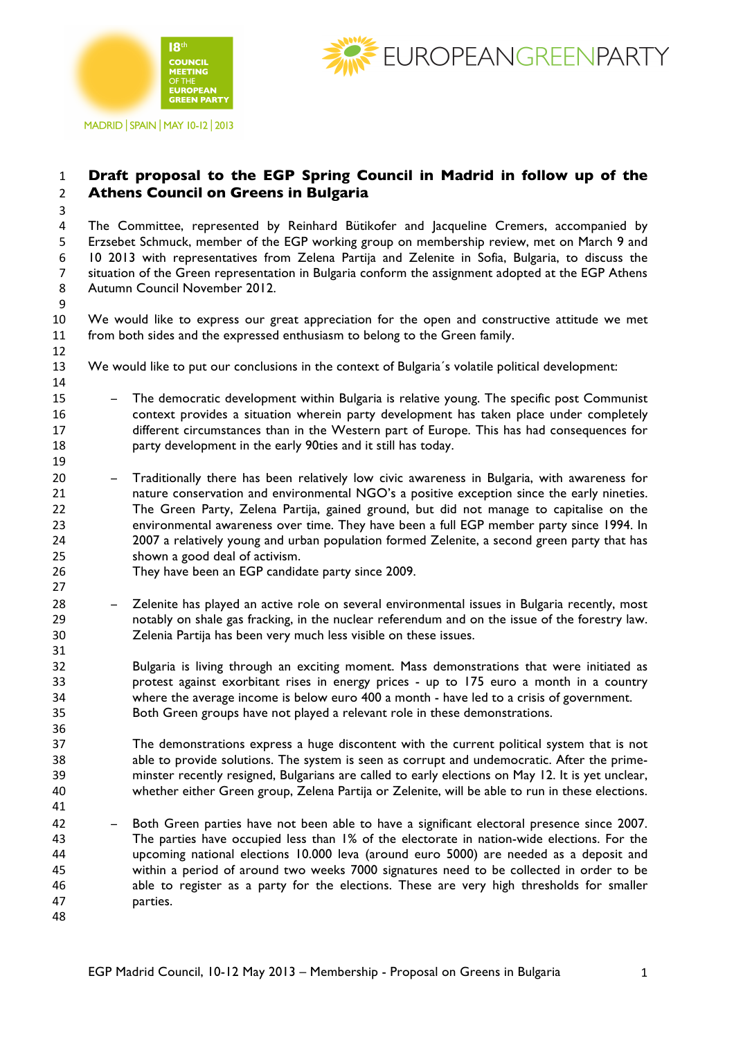# Draft proposal to the EGP Spring Council in Madrid in follow up of the Athens Council on Greens in Bulgaria

The Committee, represented by Reinhard Bütikofer and Jacqueline Cremers, accompanied by Erzsebet Schmuck, member of the EGP working group on membership review, met on March 9 and 10 2013 with representatives from Zelena Partija and Zelenite in Sofia, Bulgaria, to discuss the situation of the Green representation in Bulgaria conform the assignment adopted at the EGP Athens Autumn Council November 2012.

We would like to express our great appreciation for the open and constructive attitude we met from both sides and the expressed enthusiasm to belong to the Green family.

We would like to put our conclusions in the context of Bulgaria´s volatile political development:

- The democratic development within Bulgaria is relative young. The specific post Communist context provides a situation wherein party development has taken place under completely different circumstances than in the Western part of Europe. This has had consequences for party development in the early 90ties and it still has today.

- Traditionally there has been relatively low civic awareness in Bulgaria, with awareness for nature conservation and environmental NGO's a positive exception since the early nineties. The Green Party, Zelena Partija, gained ground, but did not manage to capitalise on the environmental awareness over time. They have been a full EGP member party since 1994. In 2007 a relatively young and urban population formed Zelenite, a second green party that has shown a good deal of activism.
  They have been an EGP candidate party since 2009.

- Zelenite has played an active role on several environmental issues in Bulgaria recently, most notably on shale gas fracking, in the nuclear referendum and on the issue of the forestry law. Zelenia Partija has been very much less visible on these issues.

  Bulgaria is living through an exciting moment. Mass demonstrations that were initiated as protest against exorbitant rises in energy prices - up to 175 euro a month in a country where the average income is below euro 400 a month - have led to a crisis of government. Both Green groups have not played a relevant role in these demonstrations.

  The demonstrations express a huge discontent with the current political system that is not able to provide solutions. The system is seen as corrupt and undemocratic. After the prime-minster recently resigned, Bulgarians are called to early elections on May 12. It is yet unclear, whether either Green group, Zelena Partija or Zelenite, will be able to run in these elections.

- Both Green parties have not been able to have a significant electoral presence since 2007. The parties have occupied less than 1% of the electorate in nation-wide elections. For the upcoming national elections 10.000 leva (around euro 5000) are needed as a deposit and within a period of around two weeks 7000 signatures need to be collected in order to be able to register as a party for the elections. These are very high thresholds for smaller parties.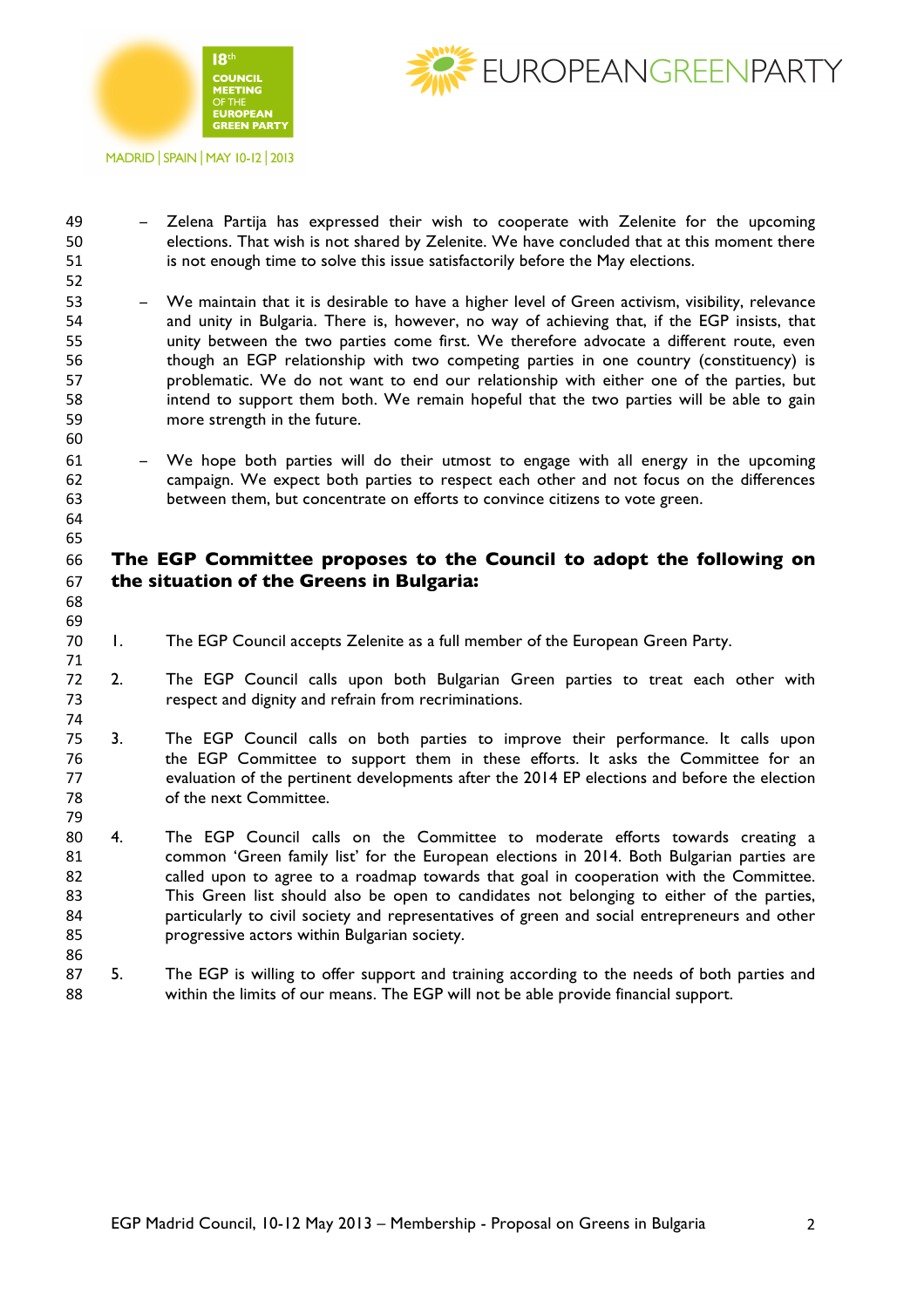- Zelena Partija has expressed their wish to cooperate with Zelenite for the upcoming elections. That wish is not shared by Zelenite. We have concluded that at this moment there is not enough time to solve this issue satisfactorily before the May elections.

- We maintain that it is desirable to have a higher level of Green activism, visibility, relevance and unity in Bulgaria. There is, however, no way of achieving that, if the EGP insists, that unity between the two parties come first. We therefore advocate a different route, even though an EGP relationship with two competing parties in one country (constituency) is problematic. We do not want to end our relationship with either one of the parties, but intend to support them both. We remain hopeful that the two parties will be able to gain more strength in the future.

- We hope both parties will do their utmost to engage with all energy in the upcoming campaign. We expect both parties to respect each other and not focus on the differences between them, but concentrate on efforts to convince citizens to vote green.

**The EGP Committee proposes to the Council to adopt the following on the situation of the Greens in Bulgaria:**

1. The EGP Council accepts Zelenite as a full member of the European Green Party.

2. The EGP Council calls upon both Bulgarian Green parties to treat each other with respect and dignity and refrain from recriminations.

3. The EGP Council calls on both parties to improve their performance. It calls upon the EGP Committee to support them in these efforts. It asks the Committee for an evaluation of the pertinent developments after the 2014 EP elections and before the election of the next Committee.

4. The EGP Council calls on the Committee to moderate efforts towards creating a common 'Green family list' for the European elections in 2014. Both Bulgarian parties are called upon to agree to a roadmap towards that goal in cooperation with the Committee. This Green list should also be open to candidates not belonging to either of the parties, particularly to civil society and representatives of green and social entrepreneurs and other progressive actors within Bulgarian society.

5. The EGP is willing to offer support and training according to the needs of both parties and within the limits of our means. The EGP will not be able provide financial support.